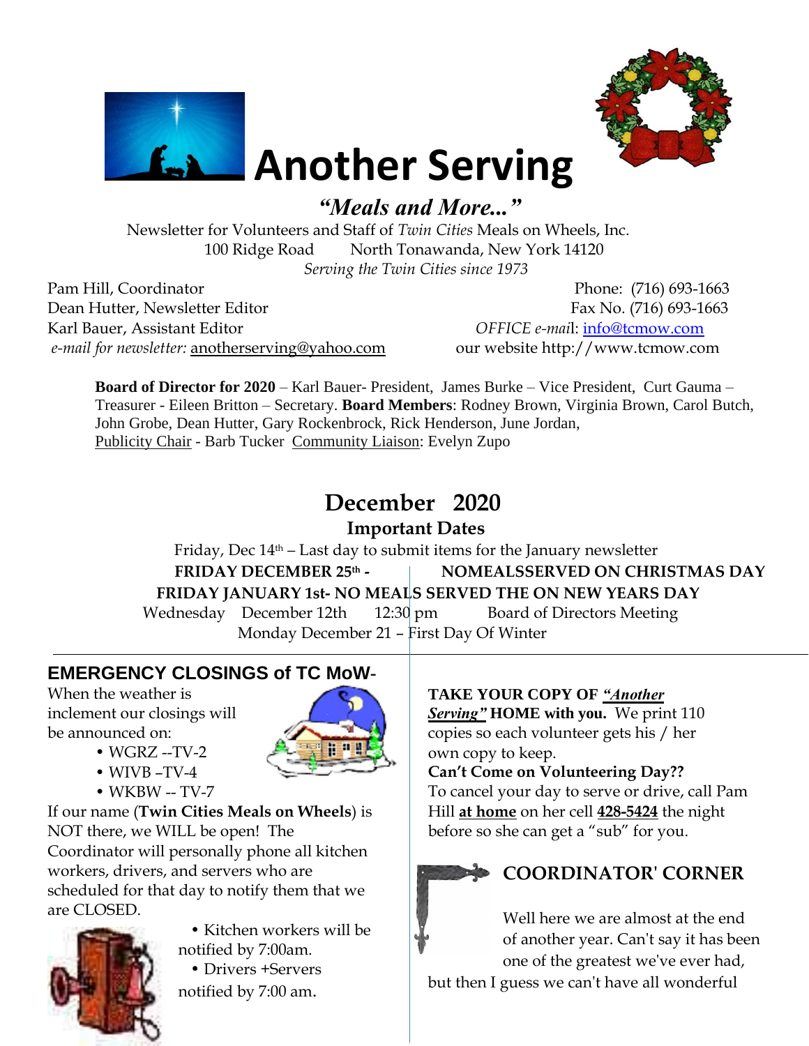# Another Serving

***"Meals and More..."***

Newsletter for Volunteers and Staff of *Twin Cities* Meals on Wheels, Inc.
100 Ridge Road North Tonawanda, New York 14120
*Serving the Twin Cities since 1973*

Pam Hill, Coordinator
Dean Hutter, Newsletter Editor
Karl Bauer, Assistant Editor
*e-mail for newsletter:* anotherserving@yahoo.com

Phone: (716) 693-1663
Fax No. (716) 693-1663
*OFFICE e-mail*: info@tcmow.com
our website http://www.tcmow.com

**Board of Director for 2020** – Karl Bauer- President, James Burke – Vice President, Curt Gauma – Treasurer - Eileen Britton – Secretary. **Board Members**: Rodney Brown, Virginia Brown, Carol Butch, John Grobe, Dean Hutter, Gary Rockenbrock, Rick Henderson, June Jordan, Publicity Chair - Barb Tucker Community Liaison: Evelyn Zupo

## December 2020

### Important Dates

Friday, Dec 14th – Last day to submit items for the January newsletter

**FRIDAY DECEMBER 25th - NOMEALSSERVED ON CHRISTMAS DAY**

**FRIDAY JANUARY 1st- NO MEALS SERVED THE ON NEW YEARS DAY**

Wednesday December 12th 12:30 pm Board of Directors Meeting

Monday December 21 – First Day Of Winter

## EMERGENCY CLOSINGS of TC MoW-

When the weather is inclement our closings will be announced on:

- WGRZ --TV-2
- WIVB –TV-4
- WKBW -- TV-7

If our name (**Twin Cities Meals on Wheels**) is NOT there, we WILL be open! The Coordinator will personally phone all kitchen workers, drivers, and servers who are scheduled for that day to notify them that we are CLOSED.

- Kitchen workers will be notified by 7:00am.
- Drivers +Servers notified by 7:00 am.

**TAKE YOUR COPY OF *"Another Serving"* HOME with you.** We print 110 copies so each volunteer gets his / her own copy to keep.

**Can't Come on Volunteering Day??**
To cancel your day to serve or drive, call Pam Hill **at home** on her cell **428-5424** the night before so she can get a "sub" for you.

## COORDINATOR' CORNER

Well here we are almost at the end of another year. Can't say it has been one of the greatest we've ever had, but then I guess we can't have all wonderful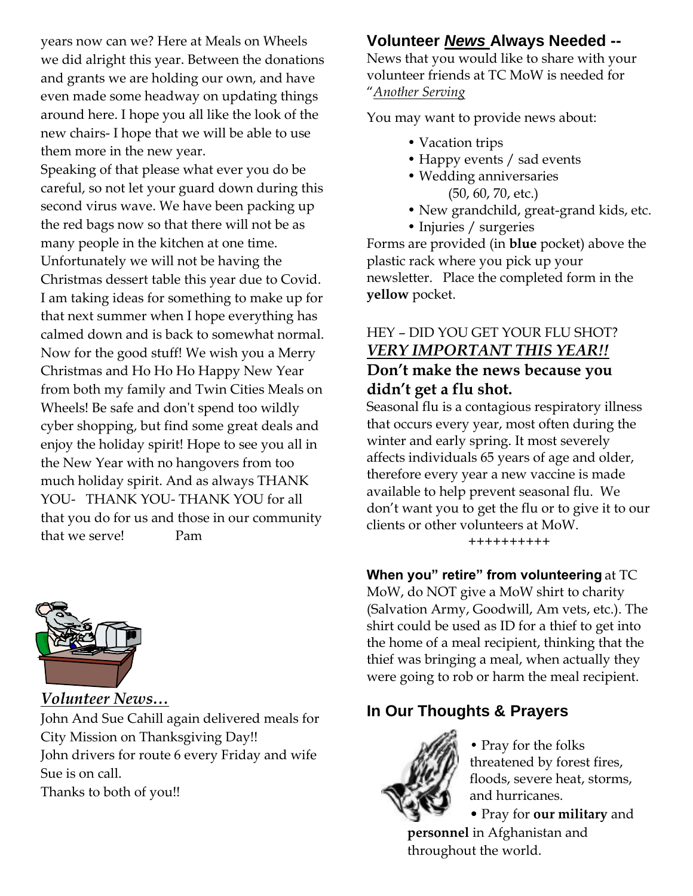years now can we? Here at Meals on Wheels we did alright this year. Between the donations and grants we are holding our own, and have even made some headway on updating things around here. I hope you all like the look of the new chairs- I hope that we will be able to use them more in the new year.
Speaking of that please what ever you do be careful, so not let your guard down during this second virus wave. We have been packing up the red bags now so that there will not be as many people in the kitchen at one time. Unfortunately we will not be having the Christmas dessert table this year due to Covid. I am taking ideas for something to make up for that next summer when I hope everything has calmed down and is back to somewhat normal.
Now for the good stuff! We wish you a Merry Christmas and Ho Ho Ho Happy New Year from both my family and Twin Cities Meals on Wheels! Be safe and don't spend too wildly cyber shopping, but find some great deals and enjoy the holiday spirit! Hope to see you all in the New Year with no hangovers from too much holiday spirit. And as always THANK YOU- THANK YOU- THANK YOU for all that you do for us and those in our community that we serve! Pam

### *Volunteer News…*

John And Sue Cahill again delivered meals for City Mission on Thanksgiving Day!!
John drivers for route 6 every Friday and wife Sue is on call.
Thanks to both of you!!

## Volunteer *News* Always Needed --

News that you would like to share with your volunteer friends at TC MoW is needed for "*Another Serving*

You may want to provide news about:

- Vacation trips
- Happy events / sad events
- Wedding anniversaries (50, 60, 70, etc.)
- New grandchild, great-grand kids, etc.
- Injuries / surgeries

Forms are provided (in **blue** pocket) above the plastic rack where you pick up your newsletter. Place the completed form in the **yellow** pocket.

HEY – DID YOU GET YOUR FLU SHOT?

***VERY IMPORTANT THIS YEAR!!***

**Don't make the news because you didn't get a flu shot.**

Seasonal flu is a contagious respiratory illness that occurs every year, most often during the winter and early spring. It most severely affects individuals 65 years of age and older, therefore every year a new vaccine is made available to help prevent seasonal flu. We don't want you to get the flu or to give it to our clients or other volunteers at MoW.

++++++++++

**When you" retire" from volunteering** at TC MoW, do NOT give a MoW shirt to charity (Salvation Army, Goodwill, Am vets, etc.). The shirt could be used as ID for a thief to get into the home of a meal recipient, thinking that the thief was bringing a meal, when actually they were going to rob or harm the meal recipient.

## In Our Thoughts & Prayers

- Pray for the folks threatened by forest fires, floods, severe heat, storms, and hurricanes.
- Pray for **our military** and **personnel** in Afghanistan and throughout the world.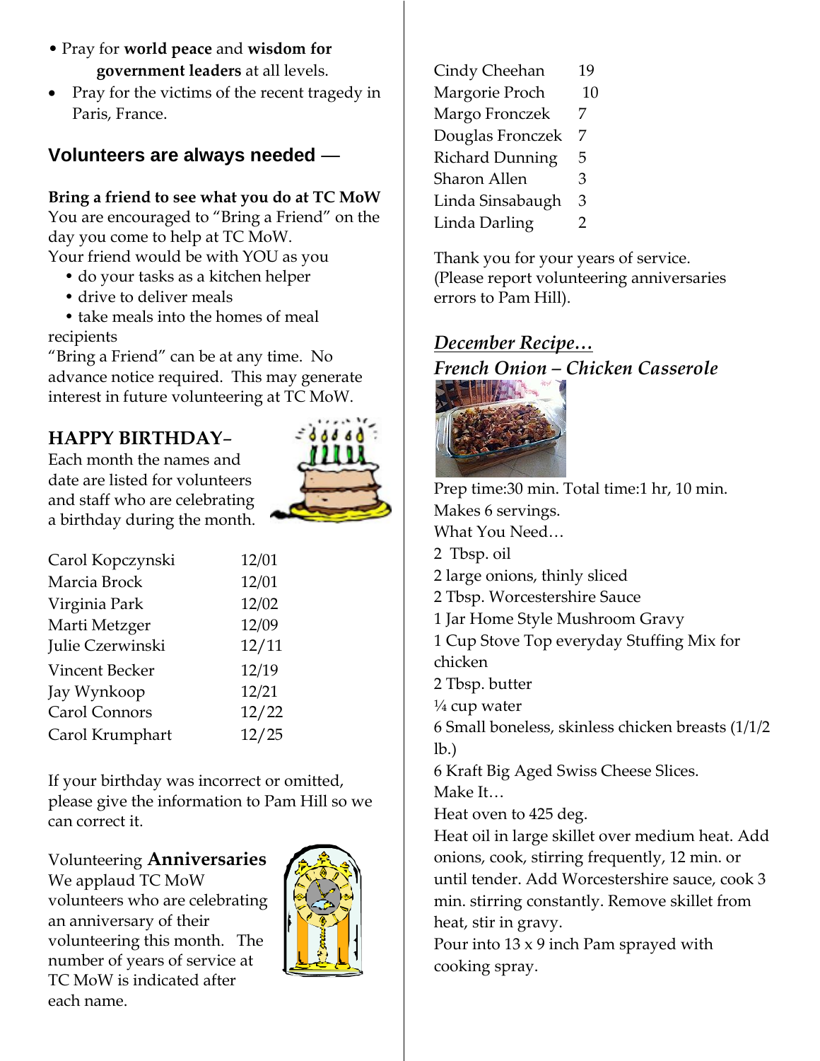- Pray for **world peace** and **wisdom for government leaders** at all levels.
- Pray for the victims of the recent tragedy in Paris, France.

## Volunteers are always needed —

**Bring a friend to see what you do at TC MoW**
You are encouraged to "Bring a Friend" on the day you come to help at TC MoW.
Your friend would be with YOU as you

- do your tasks as a kitchen helper
- drive to deliver meals
- take meals into the homes of meal recipients

"Bring a Friend" can be at any time. No advance notice required. This may generate interest in future volunteering at TC MoW.

## HAPPY BIRTHDAY–

Each month the names and date are listed for volunteers and staff who are celebrating a birthday during the month.

| Name | Date |
|---|---|
| Carol Kopczynski | 12/01 |
| Marcia Brock | 12/01 |
| Virginia Park | 12/02 |
| Marti Metzger | 12/09 |
| Julie Czerwinski | 12/11 |
| Vincent Becker | 12/19 |
| Jay Wynkoop | 12/21 |
| Carol Connors | 12/22 |
| Carol Krumphart | 12/25 |

If your birthday was incorrect or omitted, please give the information to Pam Hill so we can correct it.

Volunteering **Anniversaries**
We applaud TC MoW volunteers who are celebrating an anniversary of their volunteering this month. The number of years of service at TC MoW is indicated after each name.

| Name | Years |
|---|---|
| Cindy Cheehan | 19 |
| Margorie Proch | 10 |
| Margo Fronczek | 7 |
| Douglas Fronczek | 7 |
| Richard Dunning | 5 |
| Sharon Allen | 3 |
| Linda Sinsabaugh | 3 |
| Linda Darling | 2 |

Thank you for your years of service.
(Please report volunteering anniversaries errors to Pam Hill).

## ***December Recipe…***
### *French Onion – Chicken Casserole*

Prep time:30 min. Total time:1 hr, 10 min.
Makes 6 servings.

What You Need…

2 Tbsp. oil
2 large onions, thinly sliced
2 Tbsp. Worcestershire Sauce
1 Jar Home Style Mushroom Gravy
1 Cup Stove Top everyday Stuffing Mix for chicken
2 Tbsp. butter
¼ cup water
6 Small boneless, skinless chicken breasts (1/1/2 lb.)
6 Kraft Big Aged Swiss Cheese Slices.

Make It…

Heat oven to 425 deg.
Heat oil in large skillet over medium heat. Add onions, cook, stirring frequently, 12 min. or until tender. Add Worcestershire sauce, cook 3 min. stirring constantly. Remove skillet from heat, stir in gravy.
Pour into 13 x 9 inch Pam sprayed with cooking spray.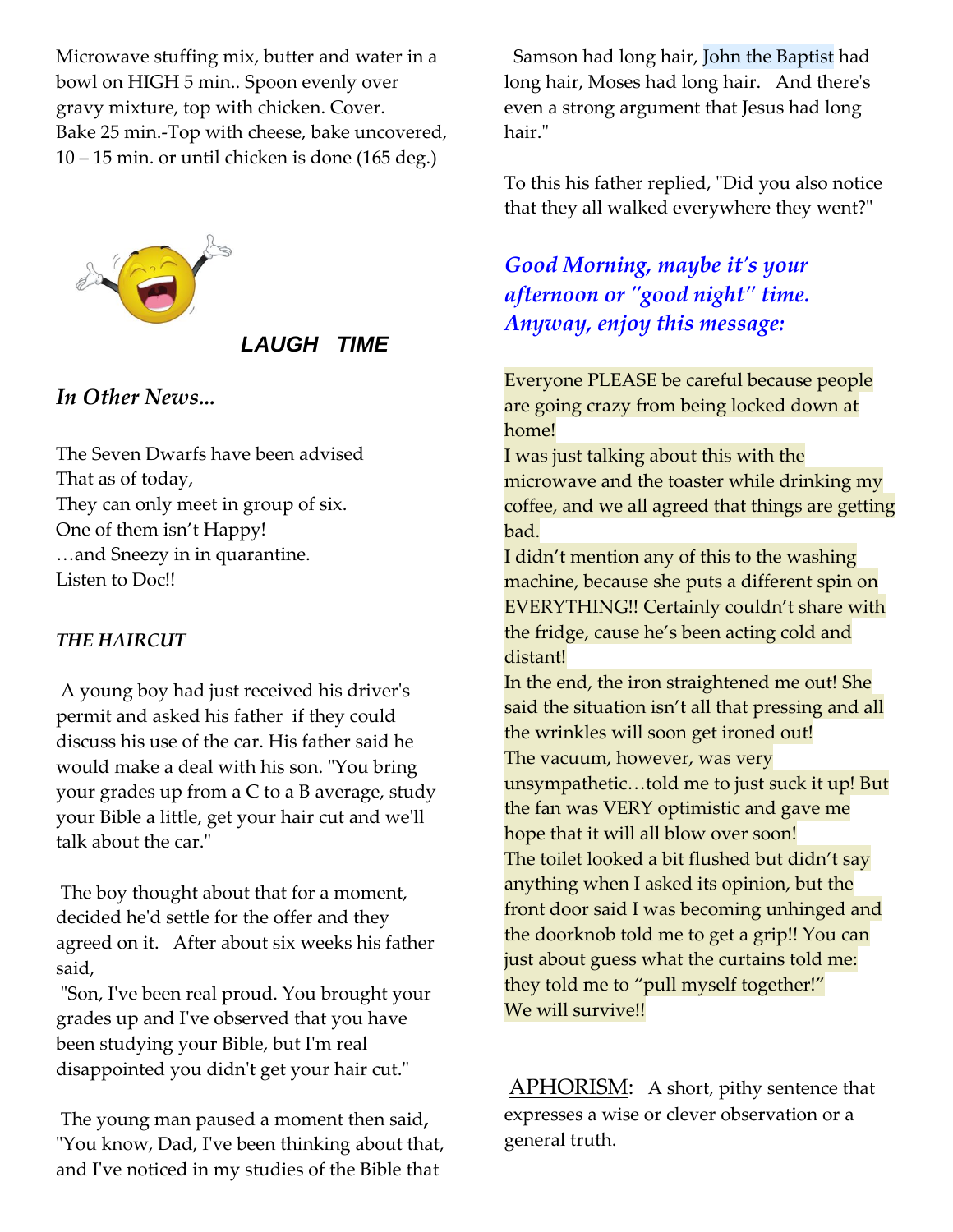Microwave stuffing mix, butter and water in a bowl on HIGH 5 min.. Spoon evenly over gravy mixture, top with chicken. Cover. Bake 25 min.-Top with cheese, bake uncovered, 10 – 15 min. or until chicken is done (165 deg.)

***LAUGH TIME***

### *In Other News...*

The Seven Dwarfs have been advised
That as of today,
They can only meet in group of six.
One of them isn't Happy!
…and Sneezy in in quarantine.
Listen to Doc!!

#### *THE HAIRCUT*

A young boy had just received his driver's permit and asked his father if they could discuss his use of the car. His father said he would make a deal with his son. "You bring your grades up from a C to a B average, study your Bible a little, get your hair cut and we'll talk about the car."

The boy thought about that for a moment, decided he'd settle for the offer and they agreed on it. After about six weeks his father said,

"Son, I've been real proud. You brought your grades up and I've observed that you have been studying your Bible, but I'm real disappointed you didn't get your hair cut."

The young man paused a moment then said, "You know, Dad, I've been thinking about that, and I've noticed in my studies of the Bible that Samson had long hair, John the Baptist had long hair, Moses had long hair. And there's even a strong argument that Jesus had long hair."

To this his father replied, "Did you also notice that they all walked everywhere they went?"

### *Good Morning, maybe it's your afternoon or "good night" time. Anyway, enjoy this message:*

Everyone PLEASE be careful because people are going crazy from being locked down at home!
I was just talking about this with the microwave and the toaster while drinking my coffee, and we all agreed that things are getting bad.
I didn't mention any of this to the washing machine, because she puts a different spin on EVERYTHING!! Certainly couldn't share with the fridge, cause he's been acting cold and distant!
In the end, the iron straightened me out! She said the situation isn't all that pressing and all the wrinkles will soon get ironed out!
The vacuum, however, was very unsympathetic…told me to just suck it up! But the fan was VERY optimistic and gave me hope that it will all blow over soon!
The toilet looked a bit flushed but didn't say anything when I asked its opinion, but the front door said I was becoming unhinged and the doorknob told me to get a grip!! You can just about guess what the curtains told me: they told me to "pull myself together!"
We will survive!!

<u>APHORISM</u>: A short, pithy sentence that expresses a wise or clever observation or a general truth.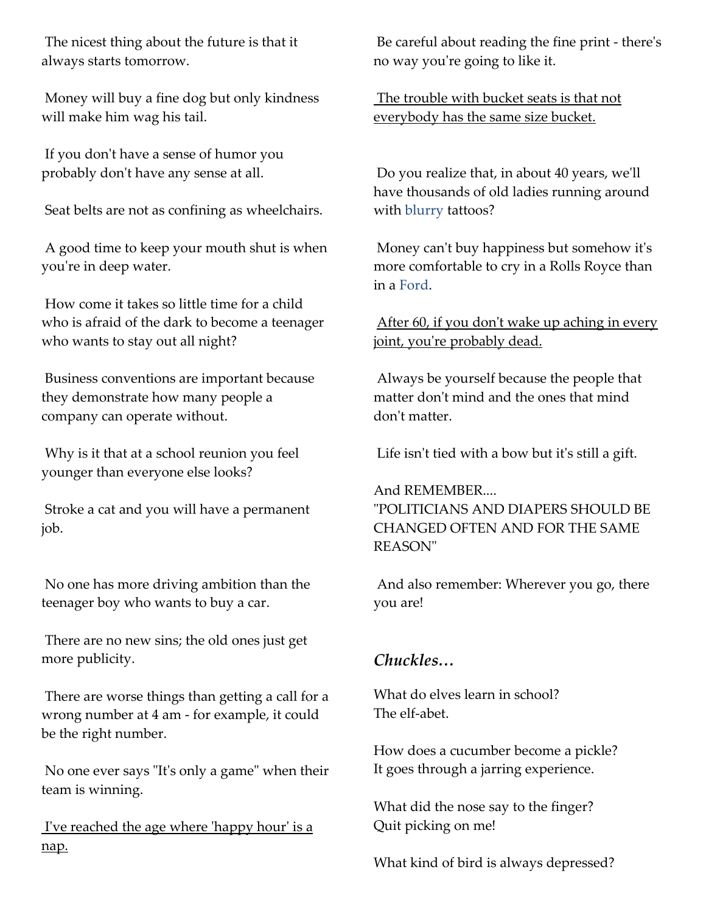The nicest thing about the future is that it always starts tomorrow.

Money will buy a fine dog but only kindness will make him wag his tail.

If you don't have a sense of humor you probably don't have any sense at all.

Seat belts are not as confining as wheelchairs.

A good time to keep your mouth shut is when you're in deep water.

How come it takes so little time for a child who is afraid of the dark to become a teenager who wants to stay out all night?

Business conventions are important because they demonstrate how many people a company can operate without.

Why is it that at a school reunion you feel younger than everyone else looks?

Stroke a cat and you will have a permanent job.

No one has more driving ambition than the teenager boy who wants to buy a car.

There are no new sins; the old ones just get more publicity.

There are worse things than getting a call for a wrong number at 4 am - for example, it could be the right number.

No one ever says "It's only a game" when their team is winning.

I've reached the age where 'happy hour' is a nap.

Be careful about reading the fine print - there's no way you're going to like it.

The trouble with bucket seats is that not everybody has the same size bucket.

Do you realize that, in about 40 years, we'll have thousands of old ladies running around with blurry tattoos?

Money can't buy happiness but somehow it's more comfortable to cry in a Rolls Royce than in a Ford.

After 60, if you don't wake up aching in every joint, you're probably dead.

Always be yourself because the people that matter don't mind and the ones that mind don't matter.

Life isn't tied with a bow but it's still a gift.

And REMEMBER....
"POLITICIANS AND DIAPERS SHOULD BE CHANGED OFTEN AND FOR THE SAME REASON"

And also remember: Wherever you go, there you are!

## *Chuckles…*

What do elves learn in school?
The elf-abet.

How does a cucumber become a pickle?
It goes through a jarring experience.

What did the nose say to the finger?
Quit picking on me!

What kind of bird is always depressed?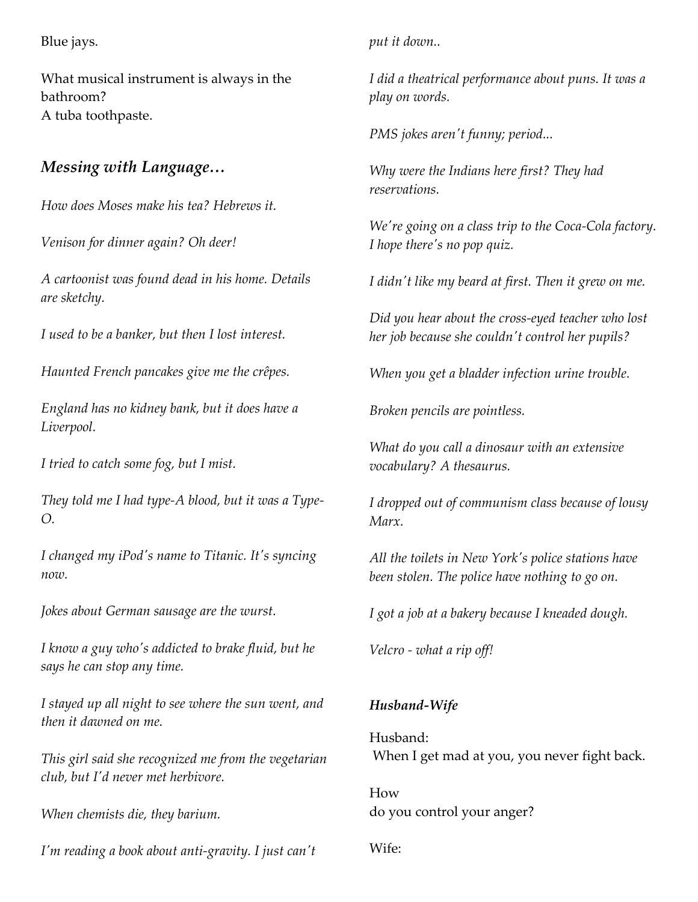Blue jays.

What musical instrument is always in the bathroom?
A tuba toothpaste.

### *Messing with Language…*

*How does Moses make his tea? Hebrews it.*

*Venison for dinner again? Oh deer!*

*A cartoonist was found dead in his home. Details are sketchy.*

*I used to be a banker, but then I lost interest.*

*Haunted French pancakes give me the crêpes.*

*England has no kidney bank, but it does have a Liverpool.*

*I tried to catch some fog, but I mist.*

*They told me I had type-A blood, but it was a Type-O.*

*I changed my iPod's name to Titanic. It's syncing now.*

*Jokes about German sausage are the wurst.*

*I know a guy who's addicted to brake fluid, but he says he can stop any time.*

*I stayed up all night to see where the sun went, and then it dawned on me.*

*This girl said she recognized me from the vegetarian club, but I'd never met herbivore.*

*When chemists die, they barium.*

*I'm reading a book about anti-gravity. I just can't put it down..*

*I did a theatrical performance about puns. It was a play on words.*

*PMS jokes aren't funny; period...*

*Why were the Indians here first? They had reservations.*

*We're going on a class trip to the Coca-Cola factory. I hope there's no pop quiz.*

*I didn't like my beard at first. Then it grew on me.*

*Did you hear about the cross-eyed teacher who lost her job because she couldn't control her pupils?*

*When you get a bladder infection urine trouble.*

*Broken pencils are pointless.*

*What do you call a dinosaur with an extensive vocabulary? A thesaurus.*

*I dropped out of communism class because of lousy Marx.*

*All the toilets in New York's police stations have been stolen. The police have nothing to go on.*

*I got a job at a bakery because I kneaded dough.*

*Velcro - what a rip off!*

#### ***Husband-Wife***

Husband:
When I get mad at you, you never fight back.

How
do you control your anger?

Wife: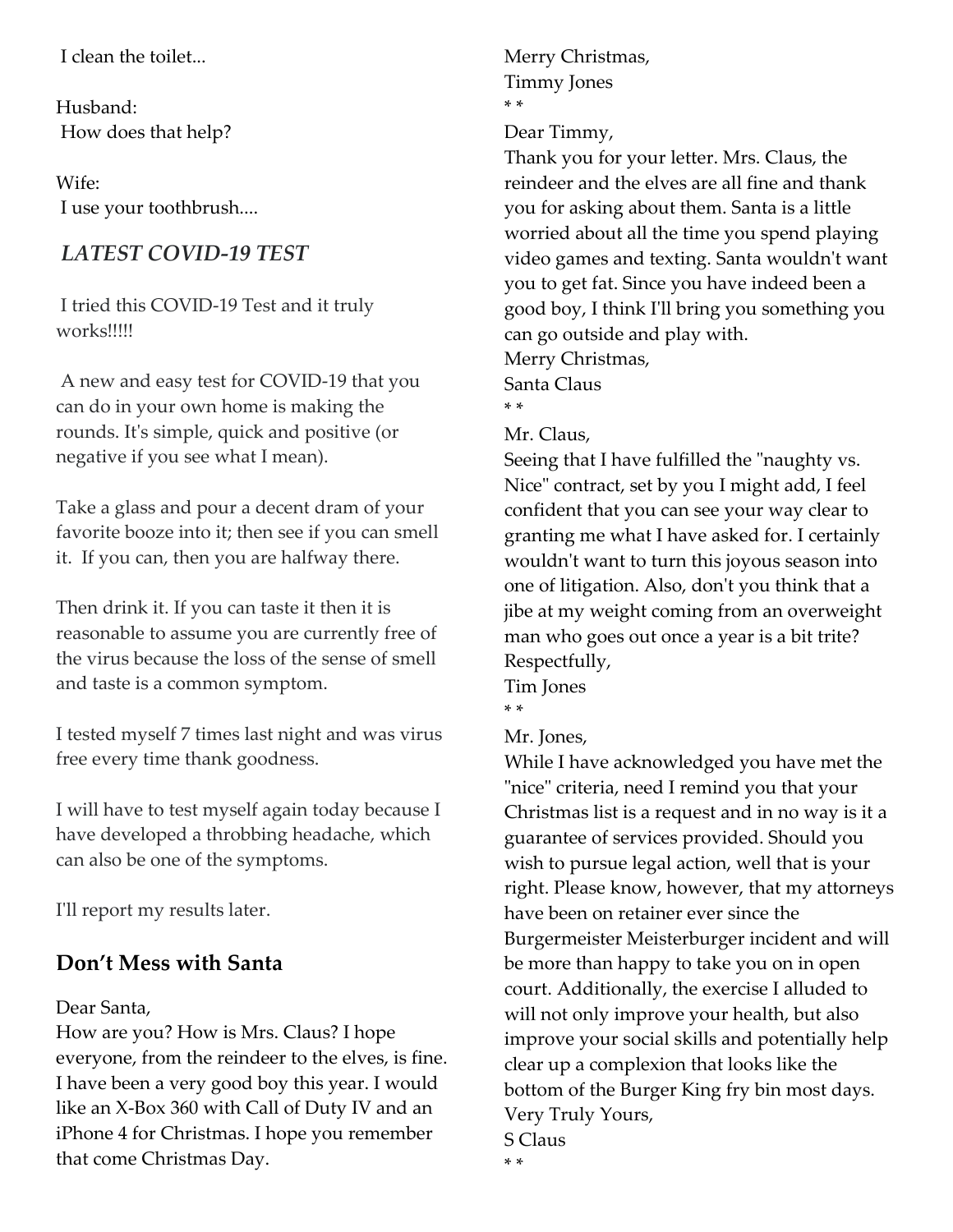I clean the toilet...

Husband:
How does that help?

Wife:
I use your toothbrush....

### *LATEST COVID-19 TEST*

I tried this COVID-19 Test and it truly works!!!!!

A new and easy test for COVID-19 that you can do in your own home is making the rounds. It's simple, quick and positive (or negative if you see what I mean).

Take a glass and pour a decent dram of your favorite booze into it; then see if you can smell it. If you can, then you are halfway there.

Then drink it. If you can taste it then it is reasonable to assume you are currently free of the virus because the loss of the sense of smell and taste is a common symptom.

I tested myself 7 times last night and was virus free every time thank goodness.

I will have to test myself again today because I have developed a throbbing headache, which can also be one of the symptoms.

I'll report my results later.

## Don't Mess with Santa

Dear Santa,
How are you? How is Mrs. Claus? I hope everyone, from the reindeer to the elves, is fine. I have been a very good boy this year. I would like an X-Box 360 with Call of Duty IV and an iPhone 4 for Christmas. I hope you remember that come Christmas Day.
Merry Christmas,
Timmy Jones

* *

Dear Timmy,
Thank you for your letter. Mrs. Claus, the reindeer and the elves are all fine and thank you for asking about them. Santa is a little worried about all the time you spend playing video games and texting. Santa wouldn't want you to get fat. Since you have indeed been a good boy, I think I'll bring you something you can go outside and play with.
Merry Christmas,
Santa Claus

* *

Mr. Claus,
Seeing that I have fulfilled the "naughty vs. Nice" contract, set by you I might add, I feel confident that you can see your way clear to granting me what I have asked for. I certainly wouldn't want to turn this joyous season into one of litigation. Also, don't you think that a jibe at my weight coming from an overweight man who goes out once a year is a bit trite?
Respectfully,
Tim Jones

* *

Mr. Jones,
While I have acknowledged you have met the "nice" criteria, need I remind you that your Christmas list is a request and in no way is it a guarantee of services provided. Should you wish to pursue legal action, well that is your right. Please know, however, that my attorneys have been on retainer ever since the Burgermeister Meisterburger incident and will be more than happy to take you on in open court. Additionally, the exercise I alluded to will not only improve your health, but also improve your social skills and potentially help clear up a complexion that looks like the bottom of the Burger King fry bin most days.
Very Truly Yours,
S Claus

* *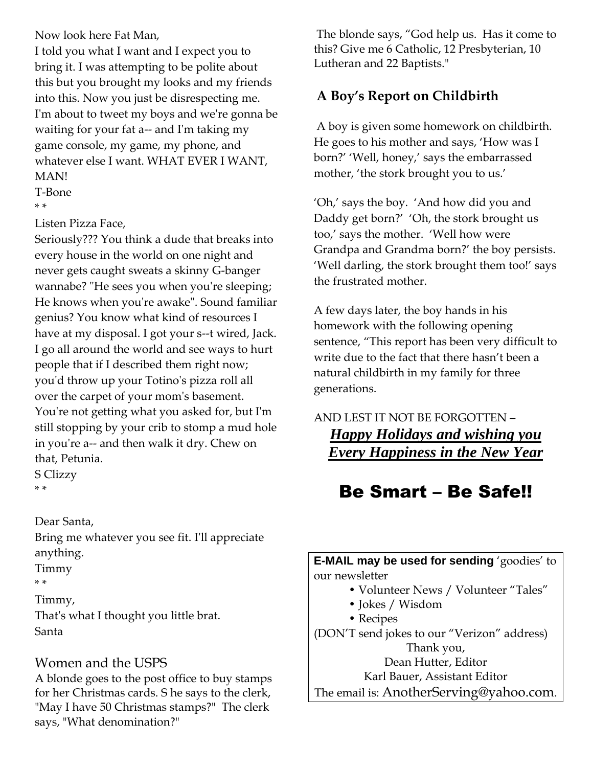Now look here Fat Man,
I told you what I want and I expect you to bring it. I was attempting to be polite about this but you brought my looks and my friends into this. Now you just be disrespecting me. I'm about to tweet my boys and we're gonna be waiting for your fat a-- and I'm taking my game console, my game, my phone, and whatever else I want. WHAT EVER I WANT, MAN!
T-Bone
* *

Listen Pizza Face,
Seriously??? You think a dude that breaks into every house in the world on one night and never gets caught sweats a skinny G-banger wannabe? "He sees you when you're sleeping; He knows when you're awake". Sound familiar genius? You know what kind of resources I have at my disposal. I got your s--t wired, Jack. I go all around the world and see ways to hurt people that if I described them right now; you'd throw up your Totino's pizza roll all over the carpet of your mom's basement. You're not getting what you asked for, but I'm still stopping by your crib to stomp a mud hole in you're a-- and then walk it dry. Chew on that, Petunia.
S Clizzy
* *

Dear Santa,
Bring me whatever you see fit. I'll appreciate anything.
Timmy
* *

Timmy,
That's what I thought you little brat.
Santa

## Women and the USPS

A blonde goes to the post office to buy stamps for her Christmas cards. S he says to the clerk, "May I have 50 Christmas stamps?" The clerk says, "What denomination?"

The blonde says, "God help us. Has it come to this? Give me 6 Catholic, 12 Presbyterian, 10 Lutheran and 22 Baptists."

## A Boy's Report on Childbirth

A boy is given some homework on childbirth. He goes to his mother and says, 'How was I born?' 'Well, honey,' says the embarrassed mother, 'the stork brought you to us.'

'Oh,' says the boy. 'And how did you and Daddy get born?' 'Oh, the stork brought us too,' says the mother. 'Well how were Grandpa and Grandma born?' the boy persists. 'Well darling, the stork brought them too!' says the frustrated mother.

A few days later, the boy hands in his homework with the following opening sentence, "This report has been very difficult to write due to the fact that there hasn't been a natural childbirth in my family for three generations.

AND LEST IT NOT BE FORGOTTEN –

***Happy Holidays and wishing you Every Happiness in the New Year***

# Be Smart – Be Safe!!

**E-MAIL may be used for sending** 'goodies' to our newsletter

- Volunteer News / Volunteer "Tales"
- Jokes / Wisdom
- Recipes

(DON'T send jokes to our "Verizon" address)
Thank you,
Dean Hutter, Editor
Karl Bauer, Assistant Editor
The email is: AnotherServing@yahoo.com.